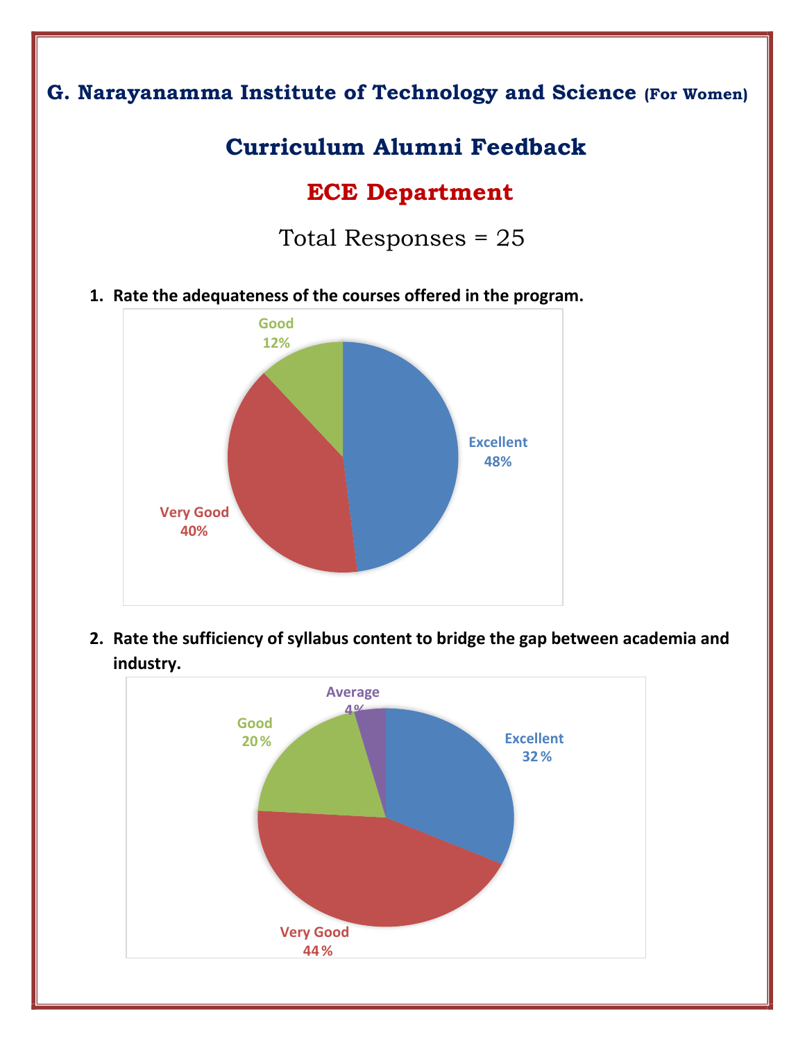# G. Narayanamma Institute of Technology and Science (For Women)

## Curriculum Alumni Feedback

## ECE Department

Total Responses = 25

1. **Rate the adequateness of the courses offered in the program.**

Good 12%

Excellent 48%

Very Good 40%

2. **Rate the sufficiency of syllabus content to bridge the gap between academia and industry.**

Average 4%

Good 20%

Excellent 32%

Very Good 44%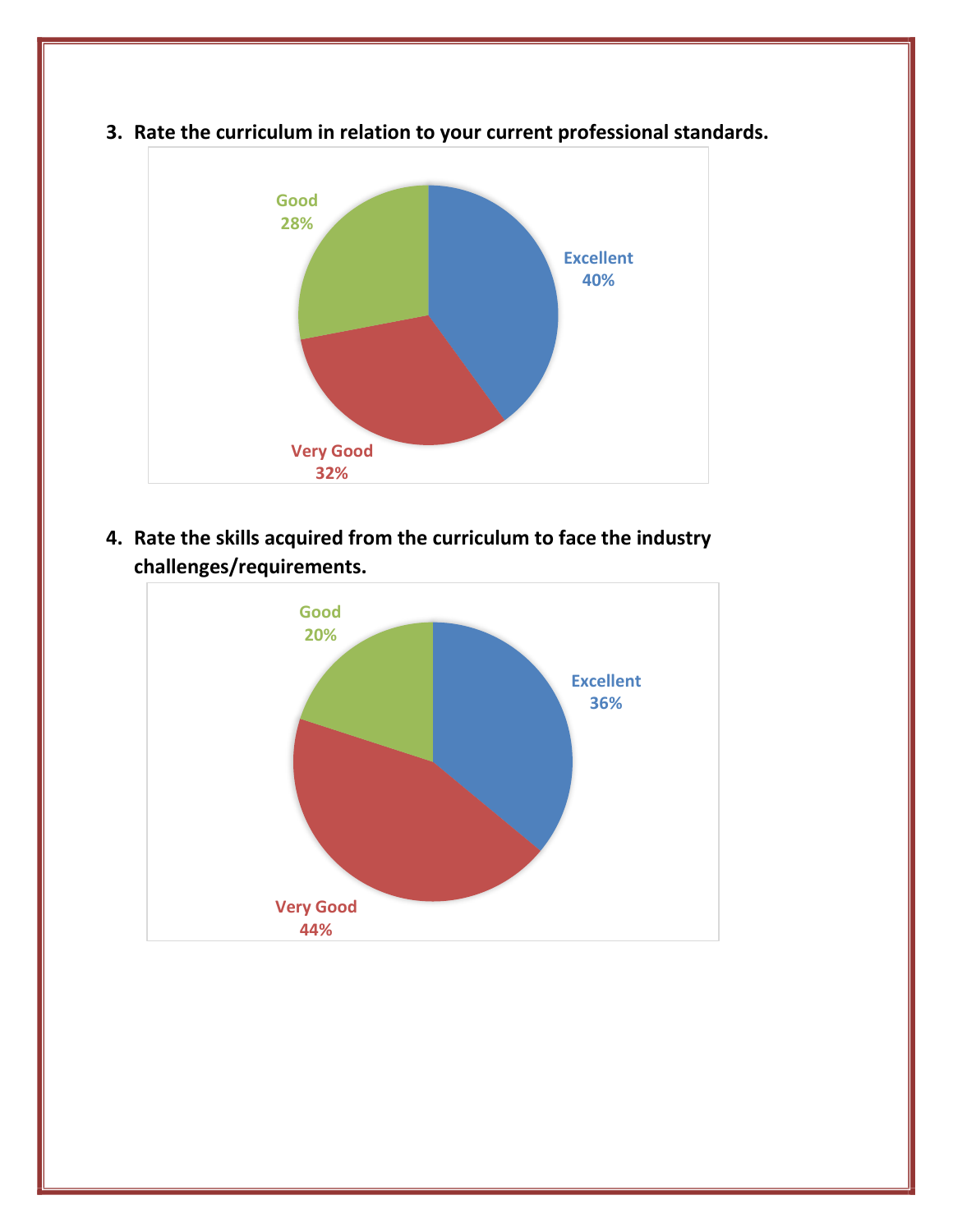3. **Rate the curriculum in relation to your current professional standards.**

Good 28%

Excellent 40%

Very Good 32%

4. **Rate the skills acquired from the curriculum to face the industry challenges/requirements.**

Good 20%

Excellent 36%

Very Good 44%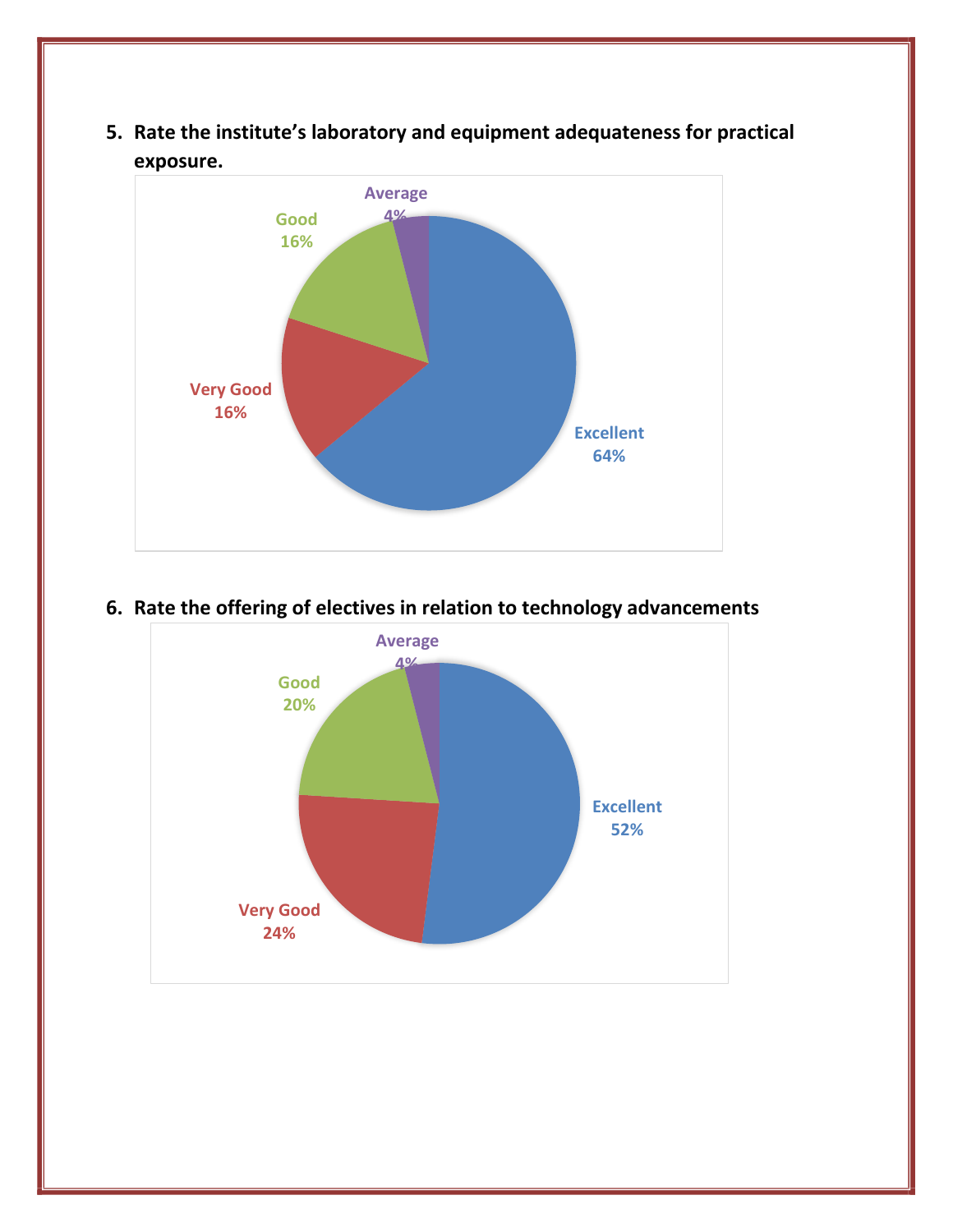5. **Rate the institute's laboratory and equipment adequateness for practical exposure.**

Average 4%

Good 16%

Very Good 16%

Excellent 64%

6. **Rate the offering of electives in relation to technology advancements**

Average 4%

Good 20%

Very Good 24%

Excellent 52%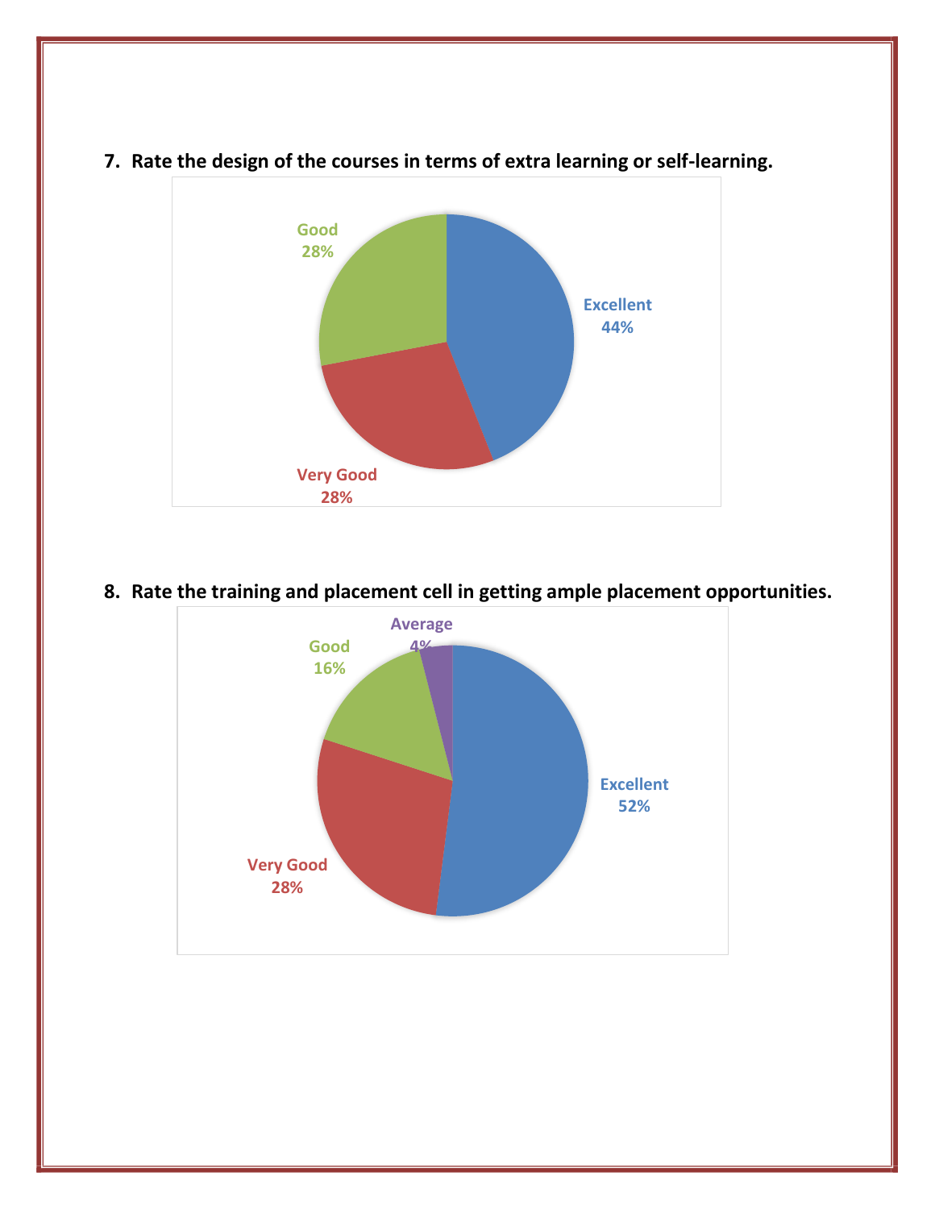7. **Rate the design of the courses in terms of extra learning or self-learning.**

Good 28%

Excellent 44%

Very Good 28%

8. **Rate the training and placement cell in getting ample placement opportunities.**

Average 4%

Good 16%

Excellent 52%

Very Good 28%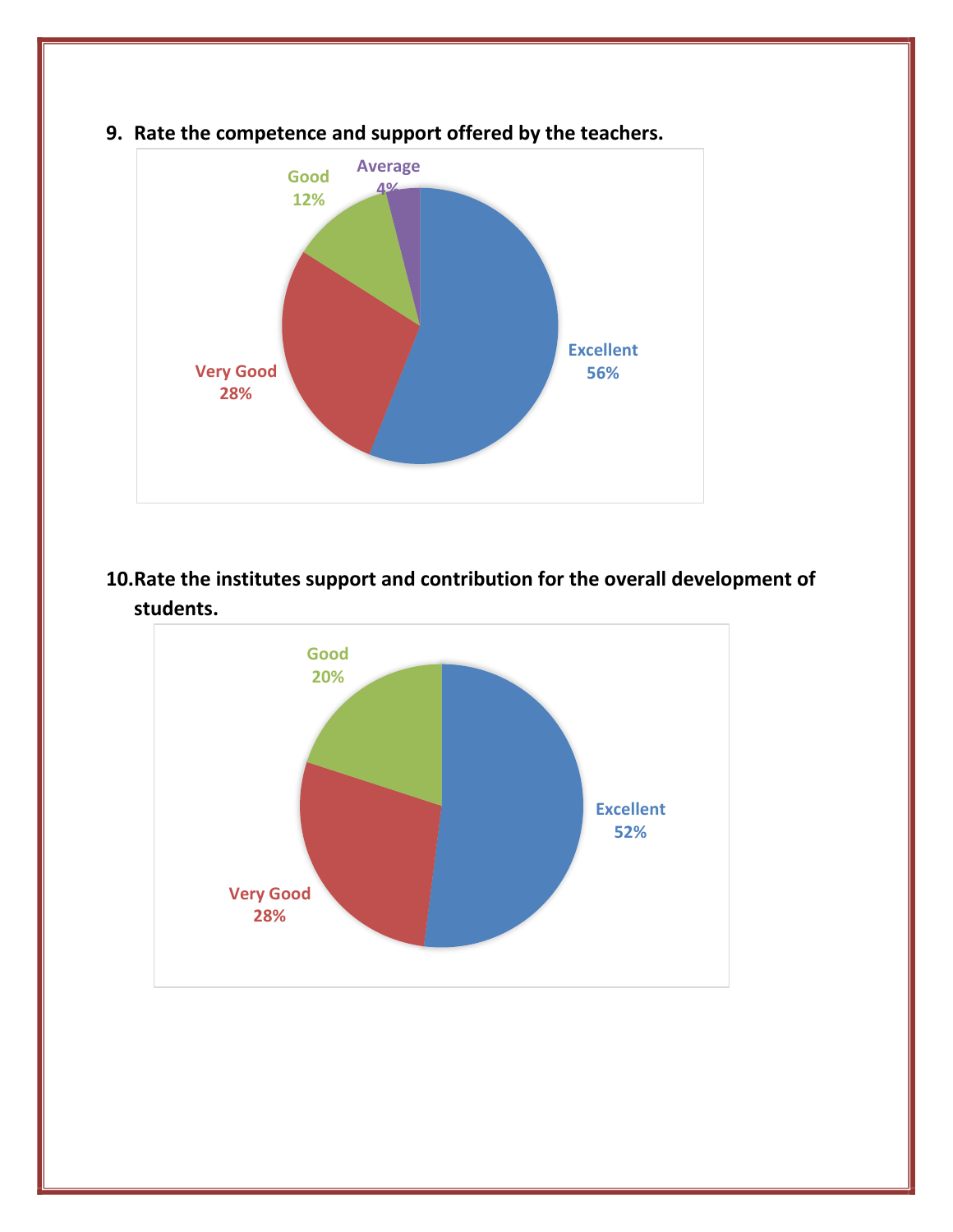9. **Rate the competence and support offered by the teachers.**

Excellent 56%
Very Good 28%
Good 12%
Average 4%

10. **Rate the institutes support and contribution for the overall development of students.**

Excellent 52%
Very Good 28%
Good 20%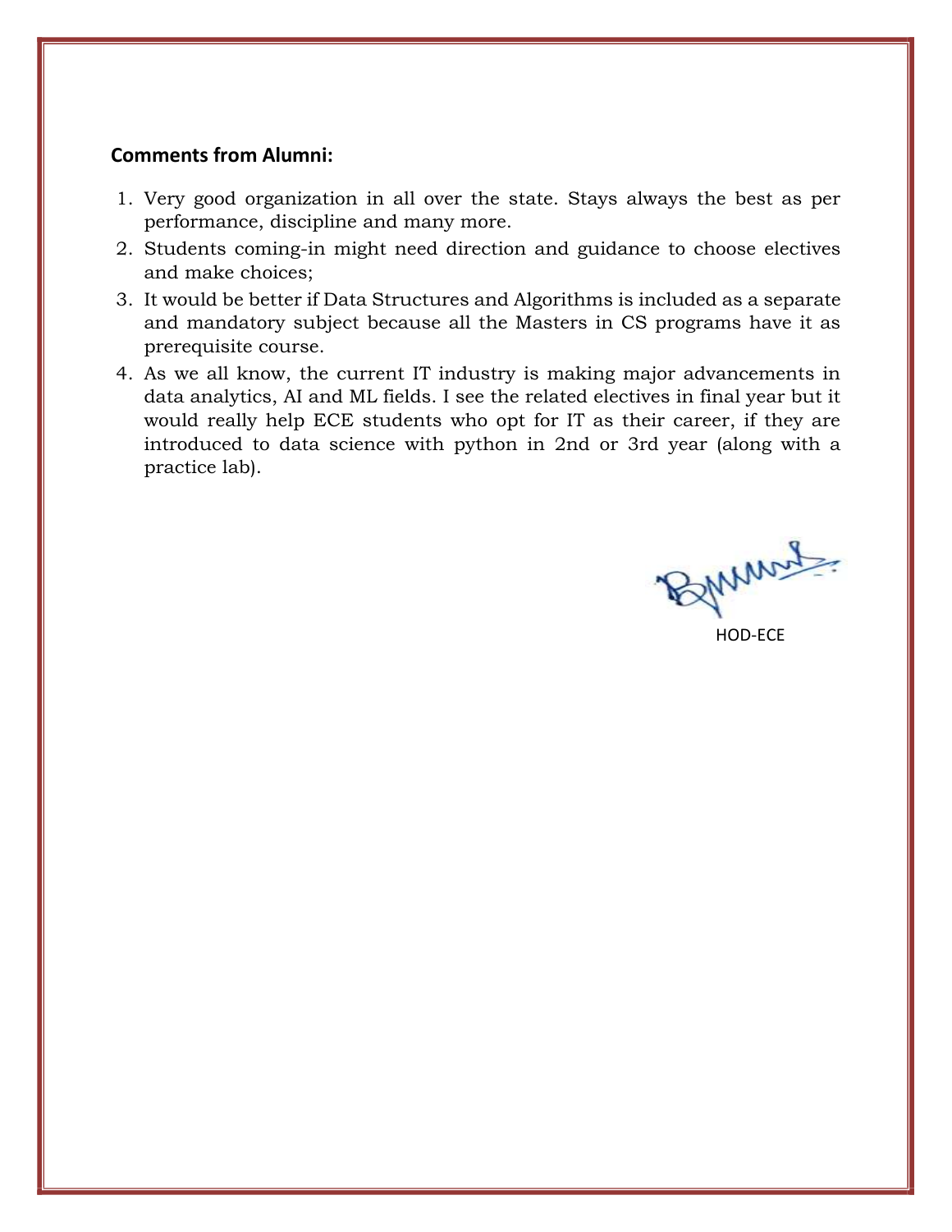**Comments from Alumni:**

1. Very good organization in all over the state. Stays always the best as per performance, discipline and many more.
2. Students coming-in might need direction and guidance to choose electives and make choices;
3. It would be better if Data Structures and Algorithms is included as a separate and mandatory subject because all the Masters in CS programs have it as prerequisite course.
4. As we all know, the current IT industry is making major advancements in data analytics, AI and ML fields. I see the related electives in final year but it would really help ECE students who opt for IT as their career, if they are introduced to data science with python in 2nd or 3rd year (along with a practice lab).

HOD-ECE